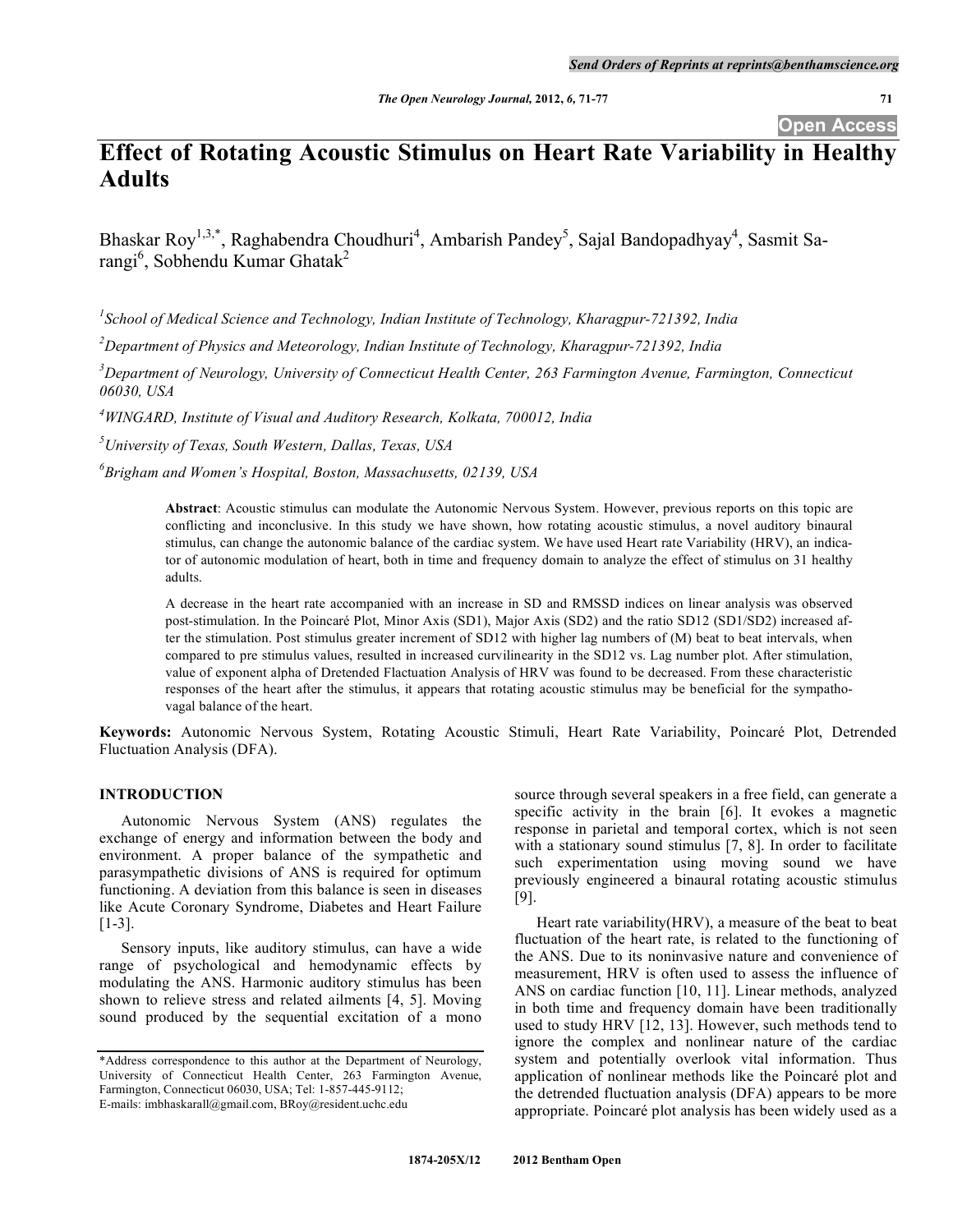# Effect of Rotating Acoustic Stimulus on Heart Rate Variability in Healthy Adults

Bhaskar Roy[1,3,*], Raghabendra Choudhuri[4], Ambarish Pandey[5], Sajal Bandopadhyay[4], Sasmit Sarangi[6], Sobhendu Kumar Ghatak[2]

[1]*School of Medical Science and Technology, Indian Institute of Technology, Kharagpur-721392, India*

[2]*Department of Physics and Meteorology, Indian Institute of Technology, Kharagpur-721392, India*

[3]*Department of Neurology, University of Connecticut Health Center, 263 Farmington Avenue, Farmington, Connecticut 06030, USA*

[4]*WINGARD, Institute of Visual and Auditory Research, Kolkata, 700012, India*

[5]*University of Texas, South Western, Dallas, Texas, USA*

[6]*Brigham and Women's Hospital, Boston, Massachusetts, 02139, USA*

**Abstract**: Acoustic stimulus can modulate the Autonomic Nervous System. However, previous reports on this topic are conflicting and inconclusive. In this study we have shown, how rotating acoustic stimulus, a novel auditory binaural stimulus, can change the autonomic balance of the cardiac system. We have used Heart rate Variability (HRV), an indicator of autonomic modulation of heart, both in time and frequency domain to analyze the effect of stimulus on 31 healthy adults.

A decrease in the heart rate accompanied with an increase in SD and RMSSD indices on linear analysis was observed post-stimulation. In the Poincaré Plot, Minor Axis (SD1), Major Axis (SD2) and the ratio SD12 (SD1/SD2) increased after the stimulation. Post stimulus greater increment of SD12 with higher lag numbers of (M) beat to beat intervals, when compared to pre stimulus values, resulted in increased curvilinearity in the SD12 vs. Lag number plot. After stimulation, value of exponent alpha of Dretended Flactuation Analysis of HRV was found to be decreased. From these characteristic responses of the heart after the stimulus, it appears that rotating acoustic stimulus may be beneficial for the sympatho-vagal balance of the heart.

**Keywords:** Autonomic Nervous System, Rotating Acoustic Stimuli, Heart Rate Variability, Poincaré Plot, Detrended Fluctuation Analysis (DFA).

## INTRODUCTION

Autonomic Nervous System (ANS) regulates the exchange of energy and information between the body and environment. A proper balance of the sympathetic and parasympathetic divisions of ANS is required for optimum functioning. A deviation from this balance is seen in diseases like Acute Coronary Syndrome, Diabetes and Heart Failure [1-3].

Sensory inputs, like auditory stimulus, can have a wide range of psychological and hemodynamic effects by modulating the ANS. Harmonic auditory stimulus has been shown to relieve stress and related ailments [4, 5]. Moving sound produced by the sequential excitation of a mono source through several speakers in a free field, can generate a specific activity in the brain [6]. It evokes a magnetic response in parietal and temporal cortex, which is not seen with a stationary sound stimulus [7, 8]. In order to facilitate such experimentation using moving sound we have previously engineered a binaural rotating acoustic stimulus [9].

Heart rate variability(HRV), a measure of the beat to beat fluctuation of the heart rate, is related to the functioning of the ANS. Due to its noninvasive nature and convenience of measurement, HRV is often used to assess the influence of ANS on cardiac function [10, 11]. Linear methods, analyzed in both time and frequency domain have been traditionally used to study HRV [12, 13]. However, such methods tend to ignore the complex and nonlinear nature of the cardiac system and potentially overlook vital information. Thus application of nonlinear methods like the Poincaré plot and the detrended fluctuation analysis (DFA) appears to be more appropriate. Poincaré plot analysis has been widely used as a

*Address correspondence to this author at the Department of Neurology, University of Connecticut Health Center, 263 Farmington Avenue, Farmington, Connecticut 06030, USA; Tel: 1-857-445-9112; E-mails: imbhaskarall@gmail.com, BRoy@resident.uchc.edu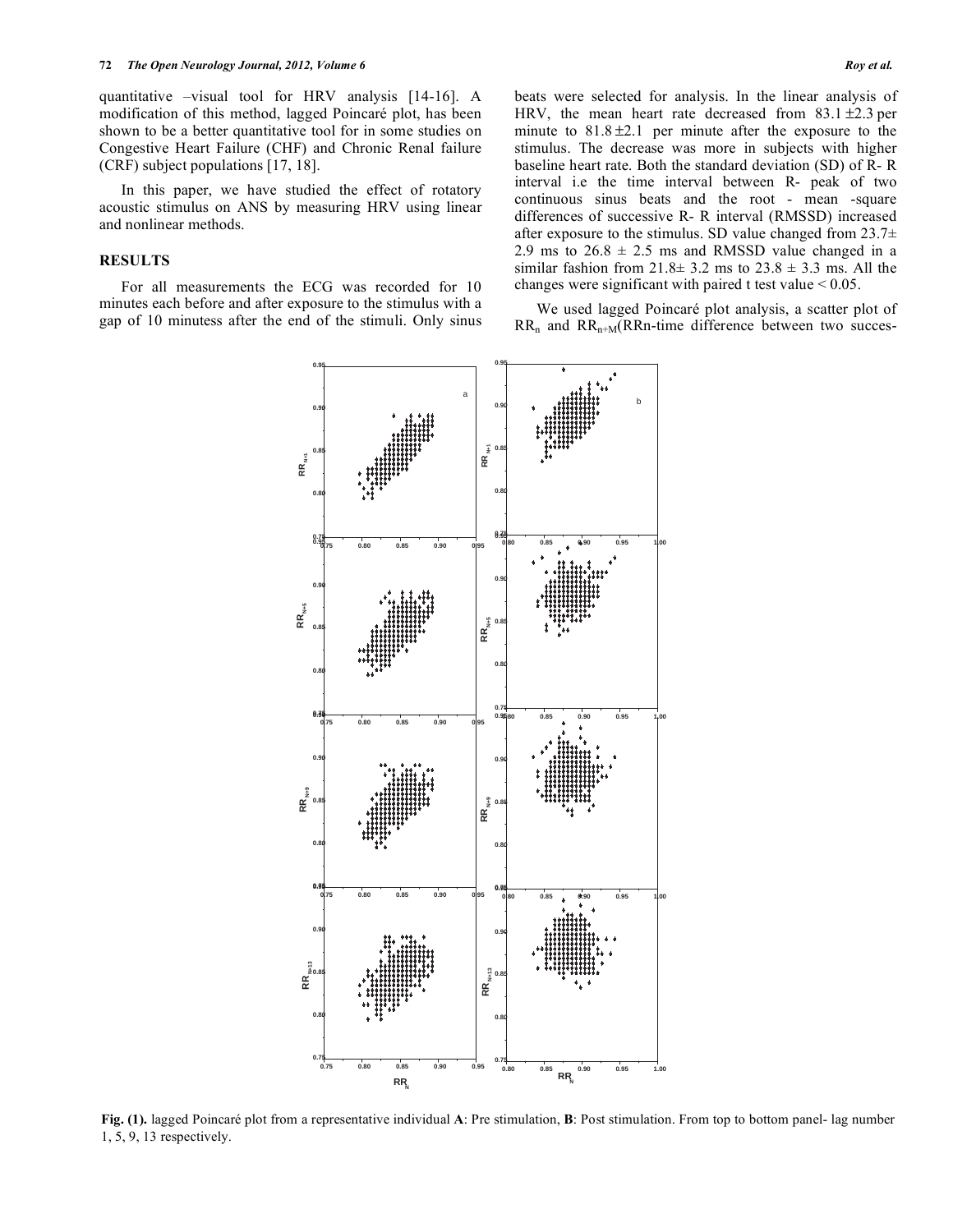quantitative –visual tool for HRV analysis [14-16]. A modification of this method, lagged Poincaré plot, has been shown to be a better quantitative tool for in some studies on Congestive Heart Failure (CHF) and Chronic Renal failure (CRF) subject populations [17, 18].

In this paper, we have studied the effect of rotatory acoustic stimulus on ANS by measuring HRV using linear and nonlinear methods.

## RESULTS

For all measurements the ECG was recorded for 10 minutes each before and after exposure to the stimulus with a gap of 10 minutess after the end of the stimuli. Only sinus beats were selected for analysis. In the linear analysis of HRV, the mean heart rate decreased from 83.1 ±2.3 per minute to 81.8 ±2.1 per minute after the exposure to the stimulus. The decrease was more in subjects with higher baseline heart rate. Both the standard deviation (SD) of R- R interval i.e the time interval between R- peak of two continuous sinus beats and the root - mean -square differences of successive R- R interval (RMSSD) increased after exposure to the stimulus. SD value changed from 23.7± 2.9 ms to 26.8 ± 2.5 ms and RMSSD value changed in a similar fashion from 21.8± 3.2 ms to 23.8 ± 3.3 ms. All the changes were significant with paired t test value < 0.05.

We used lagged Poincaré plot analysis, a scatter plot of $RR_n$ and $RR_{n+M}$($RR_n$-time difference between two succes-

**Fig. (1).** lagged Poincaré plot from a representative individual **A**: Pre stimulation, **B**: Post stimulation. From top to bottom panel- lag number 1, 5, 9, 13 respectively.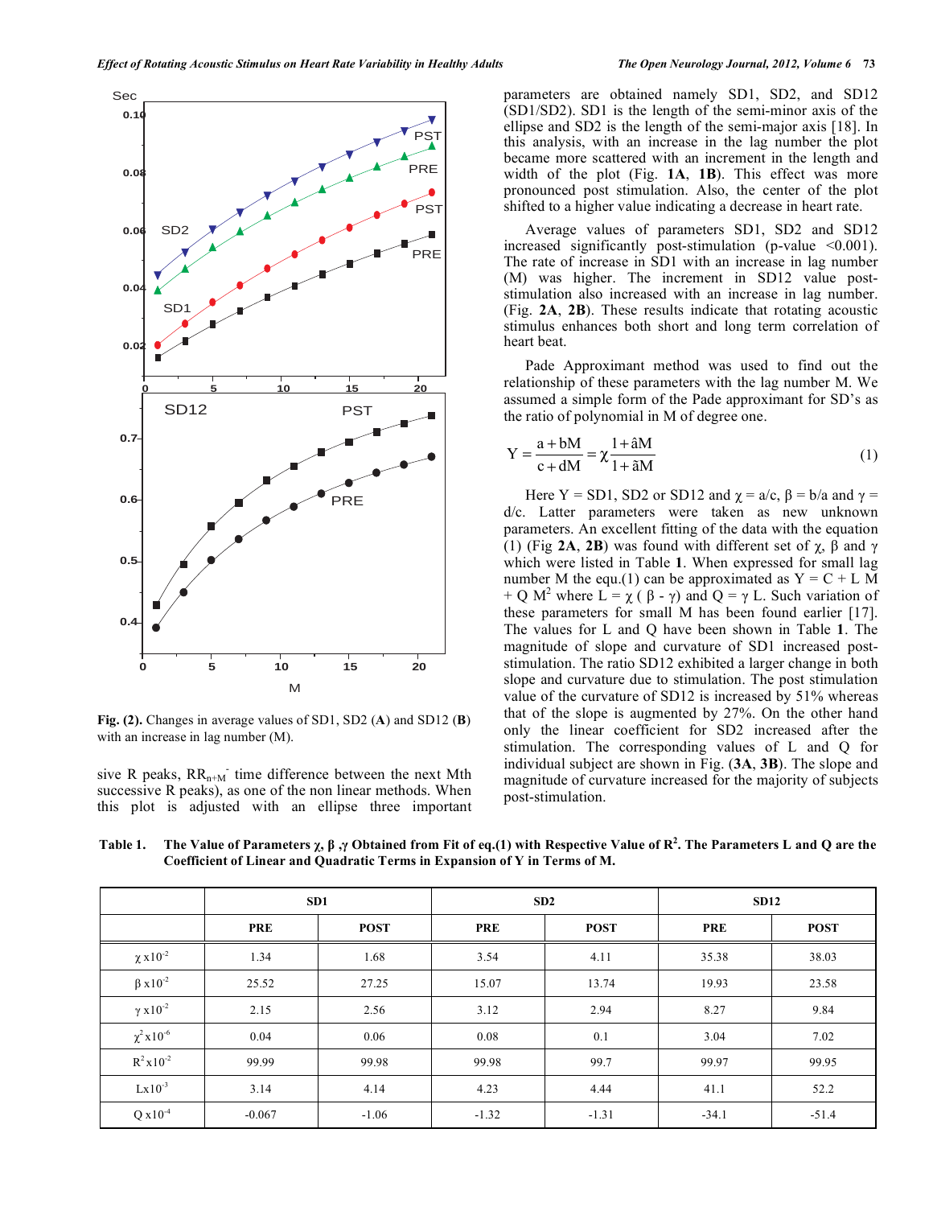Fig. (2). Changes in average values of SD1, SD2 (**A**) and SD12 (**B**) with an increase in lag number (M).

sive R peaks, $RR_{n+M}$- time difference between the next Mth successive R peaks), as one of the non linear methods. When this plot is adjusted with an ellipse three important parameters are obtained namely SD1, SD2, and SD12 (SD1/SD2). SD1 is the length of the semi-minor axis of the ellipse and SD2 is the length of the semi-major axis [18]. In this analysis, with an increase in the lag number the plot became more scattered with an increment in the length and width of the plot (Fig. **1A**, **1B**). This effect was more pronounced post stimulation. Also, the center of the plot shifted to a higher value indicating a decrease in heart rate.

Average values of parameters SD1, SD2 and SD12 increased significantly post-stimulation (p-value <0.001). The rate of increase in SD1 with an increase in lag number (M) was higher. The increment in SD12 value post-stimulation also increased with an increase in lag number. (Fig. **2A**, **2B**). These results indicate that rotating acoustic stimulus enhances both short and long term correlation of heart beat.

Pade Approximant method was used to find out the relationship of these parameters with the lag number M. We assumed a simple form of the Pade approximant for SD's as the ratio of polynomial in M of degree one.

$$Y = \frac{a + bM}{c + dM} = \chi \frac{1 + \beta M}{1 + \gamma M} \quad (1)$$

Here Y = SD1, SD2 or SD12 and $\chi = a/c$, $\beta = b/a$ and $\gamma = d/c$. Latter parameters were taken as new unknown parameters. An excellent fitting of the data with the equation (1) (Fig **2A**, **2B**) was found with different set of $\chi$, $\beta$ and $\gamma$ which were listed in Table **1**. When expressed for small lag number M the equ.(1) can be approximated as $Y = C + L\,M + Q\,M^2$ where $L = \chi(\beta - \gamma)$ and $Q = \gamma L$. Such variation of these parameters for small M has been found earlier [17]. The values for L and Q have been shown in Table **1**. The magnitude of slope and curvature of SD1 increased post-stimulation. The ratio SD12 exhibited a larger change in both slope and curvature due to stimulation. The post stimulation value of the curvature of SD12 is increased by 51% whereas that of the slope is augmented by 27%. On the other hand only the linear coefficient for SD2 increased after the stimulation. The corresponding values of L and Q for individual subject are shown in Fig. (**3A**, **3B**). The slope and magnitude of curvature increased for the majority of subjects post-stimulation.

**Table 1. The Value of Parameters $\chi$, $\beta$, $\gamma$ Obtained from Fit of eq.(1) with Respective Value of $R^2$. The Parameters L and Q are the Coefficient of Linear and Quadratic Terms in Expansion of Y in Terms of M.**

| | SD1 | | SD2 | | SD12 | |
|---|---|---|---|---|---|---|
| | PRE | POST | PRE | POST | PRE | POST |
| $\chi \times 10^{-2}$ | 1.34 | 1.68 | 3.54 | 4.11 | 35.38 | 38.03 |
| $\beta \times 10^{-2}$ | 25.52 | 27.25 | 15.07 | 13.74 | 19.93 | 23.58 |
| $\gamma \times 10^{-2}$ | 2.15 | 2.56 | 3.12 | 2.94 | 8.27 | 9.84 |
| $\chi^2 \times 10^{-6}$ | 0.04 | 0.06 | 0.08 | 0.1 | 3.04 | 7.02 |
| $R^2 \times 10^{-2}$ | 99.99 | 99.98 | 99.98 | 99.7 | 99.97 | 99.95 |
| $L \times 10^{-3}$ | 3.14 | 4.14 | 4.23 | 4.44 | 41.1 | 52.2 |
| $Q \times 10^{-4}$ | -0.067 | -1.06 | -1.32 | -1.31 | -34.1 | -51.4 |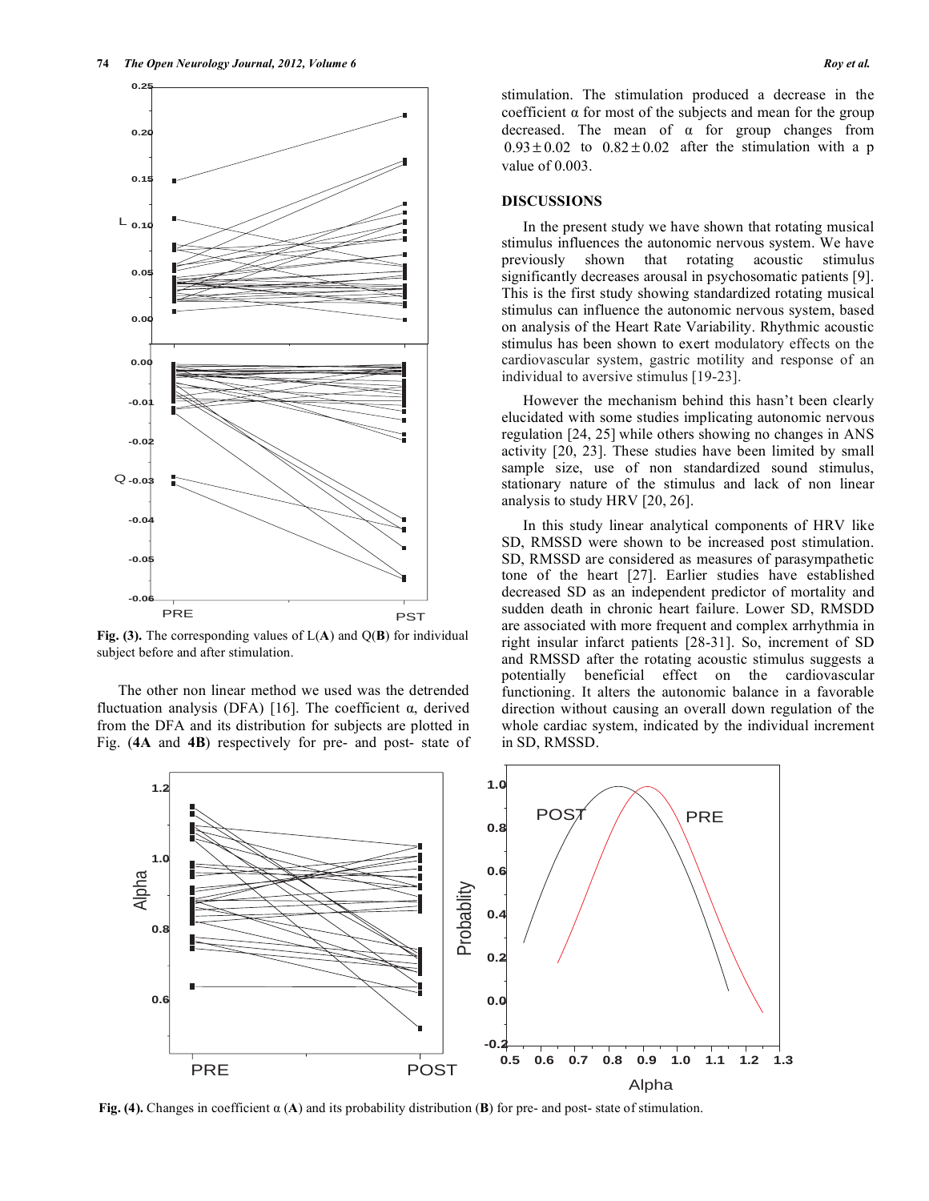Fig. (3). The corresponding values of L(**A**) and Q(**B**) for individual subject before and after stimulation.

The other non linear method we used was the detrended fluctuation analysis (DFA) [16]. The coefficient α, derived from the DFA and its distribution for subjects are plotted in Fig. (**4A** and **4B**) respectively for pre- and post- state of stimulation. The stimulation produced a decrease in the coefficient α for most of the subjects and mean for the group decreased. The mean of α for group changes from $0.93 \pm 0.02$ to $0.82 \pm 0.02$ after the stimulation with a p value of 0.003.

## DISCUSSIONS

In the present study we have shown that rotating musical stimulus influences the autonomic nervous system. We have previously shown that rotating acoustic stimulus significantly decreases arousal in psychosomatic patients [9]. This is the first study showing standardized rotating musical stimulus can influence the autonomic nervous system, based on analysis of the Heart Rate Variability. Rhythmic acoustic stimulus has been shown to exert modulatory effects on the cardiovascular system, gastric motility and response of an individual to aversive stimulus [19-23].

However the mechanism behind this hasn't been clearly elucidated with some studies implicating autonomic nervous regulation [24, 25] while others showing no changes in ANS activity [20, 23]. These studies have been limited by small sample size, use of non standardized sound stimulus, stationary nature of the stimulus and lack of non linear analysis to study HRV [20, 26].

In this study linear analytical components of HRV like SD, RMSSD were shown to be increased post stimulation. SD, RMSSD are considered as measures of parasympathetic tone of the heart [27]. Earlier studies have established decreased SD as an independent predictor of mortality and sudden death in chronic heart failure. Lower SD, RMSDD are associated with more frequent and complex arrhythmia in right insular infarct patients [28-31]. So, increment of SD and RMSSD after the rotating acoustic stimulus suggests a potentially beneficial effect on the cardiovascular functioning. It alters the autonomic balance in a favorable direction without causing an overall down regulation of the whole cardiac system, indicated by the individual increment in SD, RMSSD.

Fig. (4). Changes in coefficient α (**A**) and its probability distribution (**B**) for pre- and post- state of stimulation.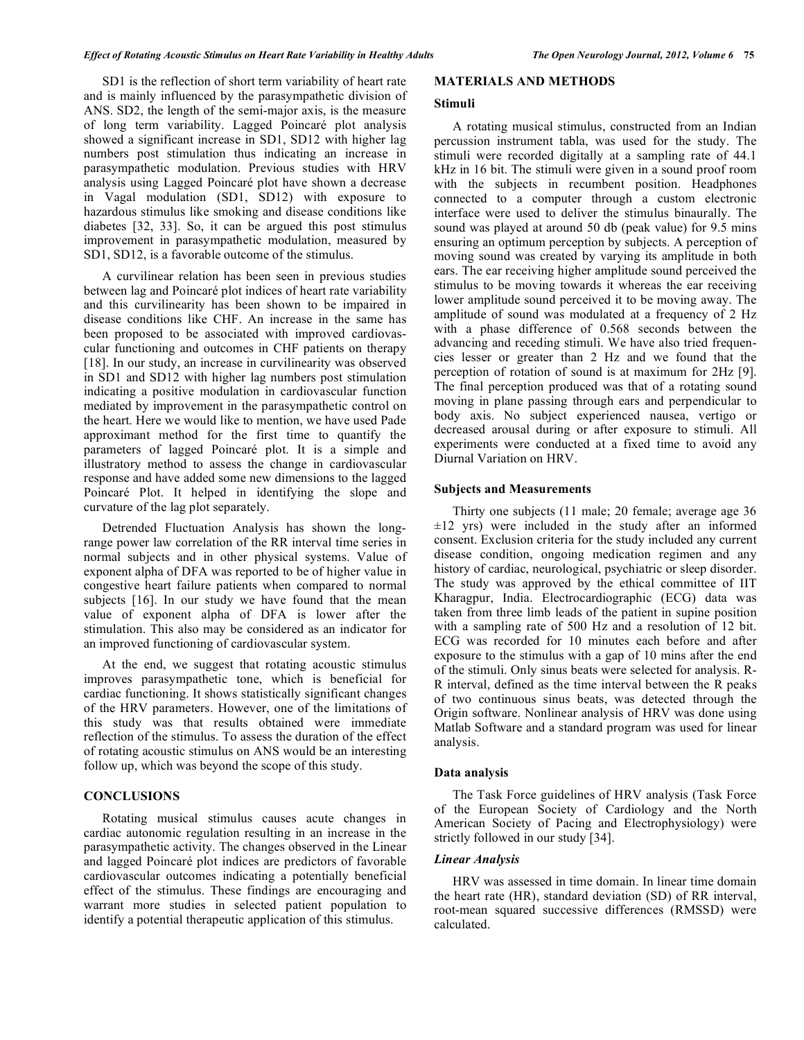SD1 is the reflection of short term variability of heart rate and is mainly influenced by the parasympathetic division of ANS. SD2, the length of the semi-major axis, is the measure of long term variability. Lagged Poincaré plot analysis showed a significant increase in SD1, SD12 with higher lag numbers post stimulation thus indicating an increase in parasympathetic modulation. Previous studies with HRV analysis using Lagged Poincaré plot have shown a decrease in Vagal modulation (SD1, SD12) with exposure to hazardous stimulus like smoking and disease conditions like diabetes [32, 33]. So, it can be argued this post stimulus improvement in parasympathetic modulation, measured by SD1, SD12, is a favorable outcome of the stimulus.

A curvilinear relation has been seen in previous studies between lag and Poincaré plot indices of heart rate variability and this curvilinearity has been shown to be impaired in disease conditions like CHF. An increase in the same has been proposed to be associated with improved cardiovascular functioning and outcomes in CHF patients on therapy [18]. In our study, an increase in curvilinearity was observed in SD1 and SD12 with higher lag numbers post stimulation indicating a positive modulation in cardiovascular function mediated by improvement in the parasympathetic control on the heart. Here we would like to mention, we have used Pade approximant method for the first time to quantify the parameters of lagged Poincaré plot. It is a simple and illustratory method to assess the change in cardiovascular response and have added some new dimensions to the lagged Poincaré Plot. It helped in identifying the slope and curvature of the lag plot separately.

Detrended Fluctuation Analysis has shown the long-range power law correlation of the RR interval time series in normal subjects and in other physical systems. Value of exponent alpha of DFA was reported to be of higher value in congestive heart failure patients when compared to normal subjects [16]. In our study we have found that the mean value of exponent alpha of DFA is lower after the stimulation. This also may be considered as an indicator for an improved functioning of cardiovascular system.

At the end, we suggest that rotating acoustic stimulus improves parasympathetic tone, which is beneficial for cardiac functioning. It shows statistically significant changes of the HRV parameters. However, one of the limitations of this study was that results obtained were immediate reflection of the stimulus. To assess the duration of the effect of rotating acoustic stimulus on ANS would be an interesting follow up, which was beyond the scope of this study.

## CONCLUSIONS

Rotating musical stimulus causes acute changes in cardiac autonomic regulation resulting in an increase in the parasympathetic activity. The changes observed in the Linear and lagged Poincaré plot indices are predictors of favorable cardiovascular outcomes indicating a potentially beneficial effect of the stimulus. These findings are encouraging and warrant more studies in selected patient population to identify a potential therapeutic application of this stimulus.

## MATERIALS AND METHODS

### Stimuli

A rotating musical stimulus, constructed from an Indian percussion instrument tabla, was used for the study. The stimuli were recorded digitally at a sampling rate of 44.1 kHz in 16 bit. The stimuli were given in a sound proof room with the subjects in recumbent position. Headphones connected to a computer through a custom electronic interface were used to deliver the stimulus binaurally. The sound was played at around 50 db (peak value) for 9.5 mins ensuring an optimum perception by subjects. A perception of moving sound was created by varying its amplitude in both ears. The ear receiving higher amplitude sound perceived the stimulus to be moving towards it whereas the ear receiving lower amplitude sound perceived it to be moving away. The amplitude of sound was modulated at a frequency of 2 Hz with a phase difference of 0.568 seconds between the advancing and receding stimuli. We have also tried frequencies lesser or greater than 2 Hz and we found that the perception of rotation of sound is at maximum for 2Hz [9]. The final perception produced was that of a rotating sound moving in plane passing through ears and perpendicular to body axis. No subject experienced nausea, vertigo or decreased arousal during or after exposure to stimuli. All experiments were conducted at a fixed time to avoid any Diurnal Variation on HRV.

### Subjects and Measurements

Thirty one subjects (11 male; 20 female; average age 36 ±12 yrs) were included in the study after an informed consent. Exclusion criteria for the study included any current disease condition, ongoing medication regimen and any history of cardiac, neurological, psychiatric or sleep disorder. The study was approved by the ethical committee of IIT Kharagpur, India. Electrocardiographic (ECG) data was taken from three limb leads of the patient in supine position with a sampling rate of 500 Hz and a resolution of 12 bit. ECG was recorded for 10 minutes each before and after exposure to the stimulus with a gap of 10 mins after the end of the stimuli. Only sinus beats were selected for analysis. R-R interval, defined as the time interval between the R peaks of two continuous sinus beats, was detected through the Origin software. Nonlinear analysis of HRV was done using Matlab Software and a standard program was used for linear analysis.

### Data analysis

The Task Force guidelines of HRV analysis (Task Force of the European Society of Cardiology and the North American Society of Pacing and Electrophysiology) were strictly followed in our study [34].

### *Linear Analysis*

HRV was assessed in time domain. In linear time domain the heart rate (HR), standard deviation (SD) of RR interval, root-mean squared successive differences (RMSSD) were calculated.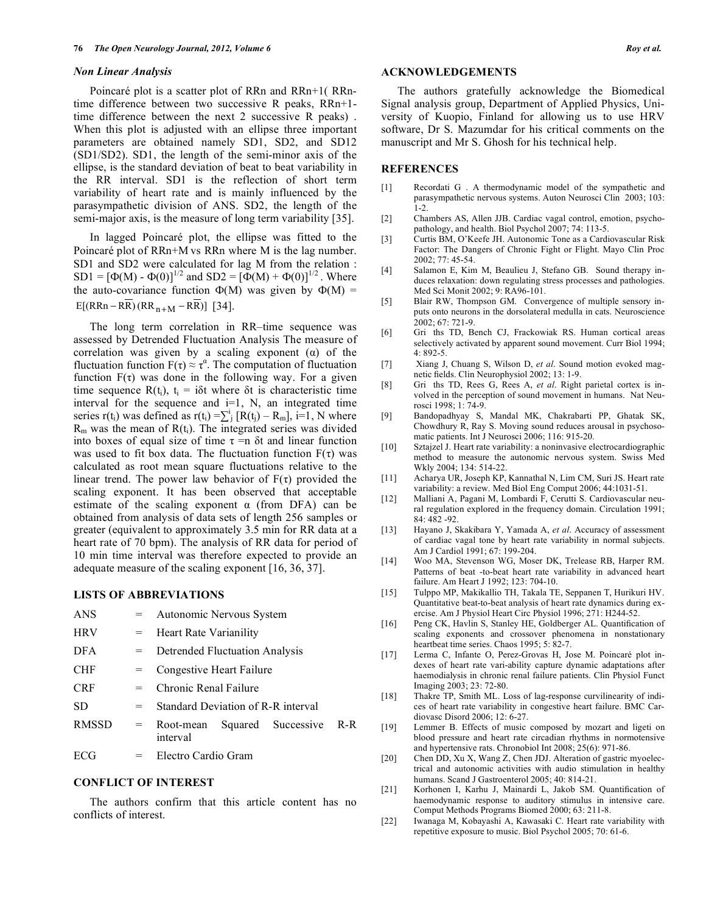### *Non Linear Analysis*

Poincaré plot is a scatter plot of RRn and RRn+1( RRn-time difference between two successive R peaks, RRn+1-time difference between the next 2 successive R peaks) . When this plot is adjusted with an ellipse three important parameters are obtained namely SD1, SD2, and SD12 (SD1/SD2). SD1, the length of the semi-minor axis of the ellipse, is the standard deviation of beat to beat variability in the RR interval. SD1 is the reflection of short term variability of heart rate and is mainly influenced by the parasympathetic division of ANS. SD2, the length of the semi-major axis, is the measure of long term variability [35].

In lagged Poincaré plot, the ellipse was fitted to the Poincaré plot of RRn+M vs RRn where M is the lag number. SD1 and SD2 were calculated for lag M from the relation : $SD1 = [\Phi(M) - \Phi(0)]^{1/2}$ and $SD2 = [\Phi(M) + \Phi(0)]^{1/2}$. Where the auto-covariance function $\Phi(M)$ was given by $\Phi(M) = E[(RRn - \overline{RR})(RR_{n+M} - \overline{RR})]$ [34].

The long term correlation in RR–time sequence was assessed by Detrended Fluctuation Analysis The measure of correlation was given by a scaling exponent ($\alpha$) of the fluctuation function $F(\tau) \approx \tau^{\alpha}$. The computation of fluctuation function $F(\tau)$ was done in the following way. For a given time sequence $R(t_i)$, $t_i = i\delta t$ where $\delta t$ is characteristic time interval for the sequence and i=1, N, an integrated time series $r(t_i)$ was defined as $r(t_i) = \sum_j^i [R(t_j) - R_m]$, i=1, N where $R_m$ was the mean of $R(t_i)$. The integrated series was divided into boxes of equal size of time $\tau = n\ \delta t$ and linear function was used to fit box data. The fluctuation function $F(\tau)$ was calculated as root mean square fluctuations relative to the linear trend. The power law behavior of $F(\tau)$ provided the scaling exponent. It has been observed that acceptable estimate of the scaling exponent $\alpha$ (from DFA) can be obtained from analysis of data sets of length 256 samples or greater (equivalent to approximately 3.5 min for RR data at a heart rate of 70 bpm). The analysis of RR data for period of 10 min time interval was therefore expected to provide an adequate measure of the scaling exponent [16, 36, 37].

## LISTS OF ABBREVIATIONS

| | | |
|---|---|---|
| ANS | = | Autonomic Nervous System |
| HRV | = | Heart Rate Varianility |
| DFA | = | Detrended Fluctuation Analysis |
| CHF | = | Congestive Heart Failure |
| CRF | = | Chronic Renal Failure |
| SD | = | Standard Deviation of R-R interval |
| RMSSD | = | Root-mean Squared Successive R-R interval |
| ECG | = | Electro Cardio Gram |

## CONFLICT OF INTEREST

The authors confirm that this article content has no conflicts of interest.

## ACKNOWLEDGEMENTS

The authors gratefully acknowledge the Biomedical Signal analysis group, Department of Applied Physics, University of Kuopio, Finland for allowing us to use HRV software, Dr S. Mazumdar for his critical comments on the manuscript and Mr S. Ghosh for his technical help.

## REFERENCES

[1] Recordati G . A thermodynamic model of the sympathetic and parasympathetic nervous systems. Auton Neurosci Clin 2003; 103: 1-2.

[2] Chambers AS, Allen JJB. Cardiac vagal control, emotion, psychopathology, and health. Biol Psychol 2007; 74: 113-5.

[3] Curtis BM, O'Keefe JH. Autonomic Tone as a Cardiovascular Risk Factor: The Dangers of Chronic Fight or Flight. Mayo Clin Proc 2002; 77: 45-54.

[4] Salamon E, Kim M, Beaulieu J, Stefano GB. Sound therapy induces relaxation: down regulating stress processes and pathologies. Med Sci Monit 2002; 9: RA96-101.

[5] Blair RW, Thompson GM. Convergence of multiple sensory inputs onto neurons in the dorsolateral medulla in cats. Neuroscience 2002; 67: 721-9.

[6] Gri ths TD, Bench CJ, Frackowiak RS. Human cortical areas selectively activated by apparent sound movement. Curr Biol 1994; 4: 892-5.

[7] Xiang J, Chuang S, Wilson D, *et al.* Sound motion evoked magnetic fields. Clin Neurophysiol 2002; 13: 1-9.

[8] Gri ths TD, Rees G, Rees A, *et al.* Right parietal cortex is involved in the perception of sound movement in humans. Nat Neurosci 1998; 1: 74-9.

[9] Bandopadhyay S, Mandal MK, Chakrabarti PP, Ghatak SK, Chowdhury R, Ray S. Moving sound reduces arousal in psychosomatic patients. Int J Neurosci 2006; 116: 915-20.

[10] Sztajzel J. Heart rate variability: a noninvasive electrocardiographic method to measure the autonomic nervous system. Swiss Med Wkly 2004; 134: 514-22.

[11] Acharya UR, Joseph KP, Kannathal N, Lim CM, Suri JS. Heart rate variability: a review. Med Biol Eng Comput 2006; 44:1031-51.

[12] Malliani A, Pagani M, Lombardi F, Cerutti S. Cardiovascular neural regulation explored in the frequency domain. Circulation 1991; 84: 482 -92.

[13] Hayano J, Skakibara Y, Yamada A, *et al.* Accuracy of assessment of cardiac vagal tone by heart rate variability in normal subjects. Am J Cardiol 1991; 67: 199-204.

[14] Woo MA, Stevenson WG, Moser DK, Trelease RB, Harper RM. Patterns of beat -to-beat heart rate variability in advanced heart failure. Am Heart J 1992; 123: 704-10.

[15] Tulppo MP, Makikallio TH, Takala TE, Seppanen T, Hurikuri HV. Quantitative beat-to-beat analysis of heart rate dynamics during exercise. Am J Physiol Heart Circ Physiol 1996; 271: H244-52.

[16] Peng CK, Havlin S, Stanley HE, Goldberger AL. Quantification of scaling exponents and crossover phenomena in nonstationary heartbeat time series. Chaos 1995; 5: 82-7.

[17] Lerma C, Infante O, Perez-Grovas H, Jose M. Poincaré plot indexes of heart rate vari-ability capture dynamic adaptations after haemodialysis in chronic renal failure patients. Clin Physiol Funct Imaging 2003; 23: 72-80.

[18] Thakre TP, Smith ML. Loss of lag-response curvilinearity of indices of heart rate variability in congestive heart failure. BMC Cardiovasc Disord 2006; 12: 6-27.

[19] Lemmer B. Effects of music composed by mozart and ligeti on blood pressure and heart rate circadian rhythms in normotensive and hypertensive rats. Chronobiol Int 2008; 25(6): 971-86.

[20] Chen DD, Xu X, Wang Z, Chen JDJ. Alteration of gastric myoelectrical and autonomic activities with audio stimulation in healthy humans. Scand J Gastroenterol 2005; 40: 814-21.

[21] Korhonen I, Karhu J, Mainardi L, Jakob SM. Quantification of haemodynamic response to auditory stimulus in intensive care. Comput Methods Programs Biomed 2000; 63: 211-8.

[22] Iwanaga M, Kobayashi A, Kawasaki C. Heart rate variability with repetitive exposure to music. Biol Psychol 2005; 70: 61-6.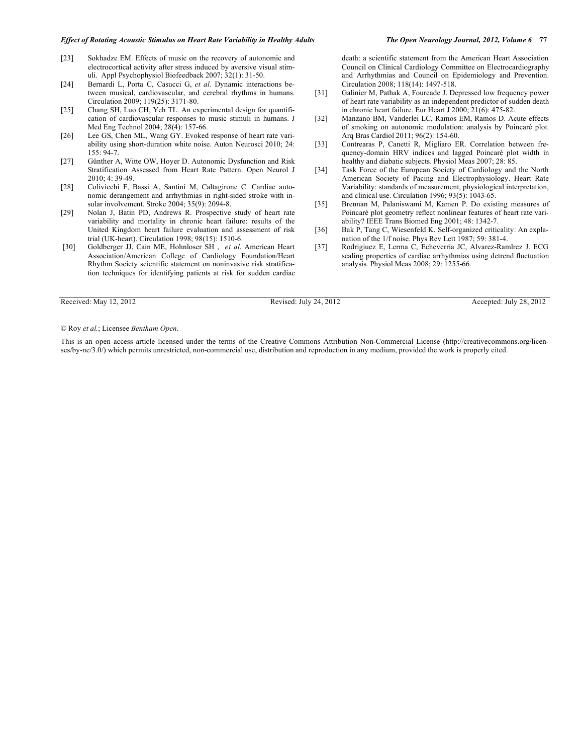[23] Sokhadze EM. Effects of music on the recovery of autonomic and electrocortical activity after stress induced by aversive visual stimuli. Appl Psychophysiol Biofeedback 2007; 32(1): 31-50.

[24] Bernardi L, Porta C, Casucci G, *et al*. Dynamic interactions between musical, cardiovascular, and cerebral rhythms in humans. Circulation 2009; 119(25): 3171-80.

[25] Chang SH, Luo CH, Yeh TL. An experimental design for quantification of cardiovascular responses to music stimuli in humans. J Med Eng Technol 2004; 28(4): 157-66.

[26] Lee GS, Chen ML, Wang GY. Evoked response of heart rate variability using short-duration white noise. Auton Neurosci 2010; 24: 155: 94-7.

[27] Günther A, Witte OW, Hoyer D. Autonomic Dysfunction and Risk Stratification Assessed from Heart Rate Pattern. Open Neurol J 2010; 4: 39-49.

[28] Colivicchi F, Bassi A, Santini M, Caltagirone C. Cardiac autonomic derangement and arrhythmias in right-sided stroke with insular involvement. Stroke 2004; 35(9): 2094-8.

[29] Nolan J, Batin PD, Andrews R. Prospective study of heart rate variability and mortality in chronic heart failure: results of the United Kingdom heart failure evaluation and assessment of risk trial (UK-heart). Circulation 1998; 98(15): 1510-6.

[30] Goldberger JJ, Cain ME, Hohnloser SH , *et al*. American Heart Association/American College of Cardiology Foundation/Heart Rhythm Society scientific statement on noninvasive risk stratification techniques for identifying patients at risk for sudden cardiac death: a scientific statement from the American Heart Association Council on Clinical Cardiology Committee on Electrocardiography and Arrhythmias and Council on Epidemiology and Prevention. Circulation 2008; 118(14): 1497-518.

[31] Galinier M, Pathak A, Fourcade J. Depressed low frequency power of heart rate variability as an independent predictor of sudden death in chronic heart failure. Eur Heart J 2000; 21(6): 475-82.

[32] Manzano BM, Vanderlei LC, Ramos EM, Ramos D. Acute effects of smoking on autonomic modulation: analysis by Poincaré plot. Arq Bras Cardiol 2011; 96(2): 154-60.

[33] Contrearas P, Canetti R, Migliaro ER. Correlation between frequency-domain HRV indices and lagged Poincaré plot width in healthy and diabatic subjects. Physiol Meas 2007; 28: 85.

[34] Task Force of the European Society of Cardiology and the North American Society of Pacing and Electrophysiology. Heart Rate Variability: standards of measurement, physiological interpretation, and clinical use. Circulation 1996; 93(5): 1043-65.

[35] Brennan M, Palaniswami M, Kamen P. Do existing measures of Poincaré plot geometry reflect nonlinear features of heart rate variability? IEEE Trans Biomed Eng 2001; 48: 1342-7.

[36] Bak P, Tang C, Wiesenfeld K. Self-organized criticality: An explanation of the 1/f noise. Phys Rev Lett 1987; 59: 381-4.

[37] Rodriguiez E, Lerma C, Echeverria JC, Alvarez-Ramlrez J. ECG scaling properties of cardiac arrhythmias using detrend fluctuation analysis. Physiol Meas 2008; 29: 1255-66.

Received: May 12, 2012 Revised: July 24, 2012 Accepted: July 28, 2012

© Roy *et al.*; Licensee *Bentham Open*.

This is an open access article licensed under the terms of the Creative Commons Attribution Non-Commercial License (http://creativecommons.org/licenses/by-nc/3.0/) which permits unrestricted, non-commercial use, distribution and reproduction in any medium, provided the work is properly cited.